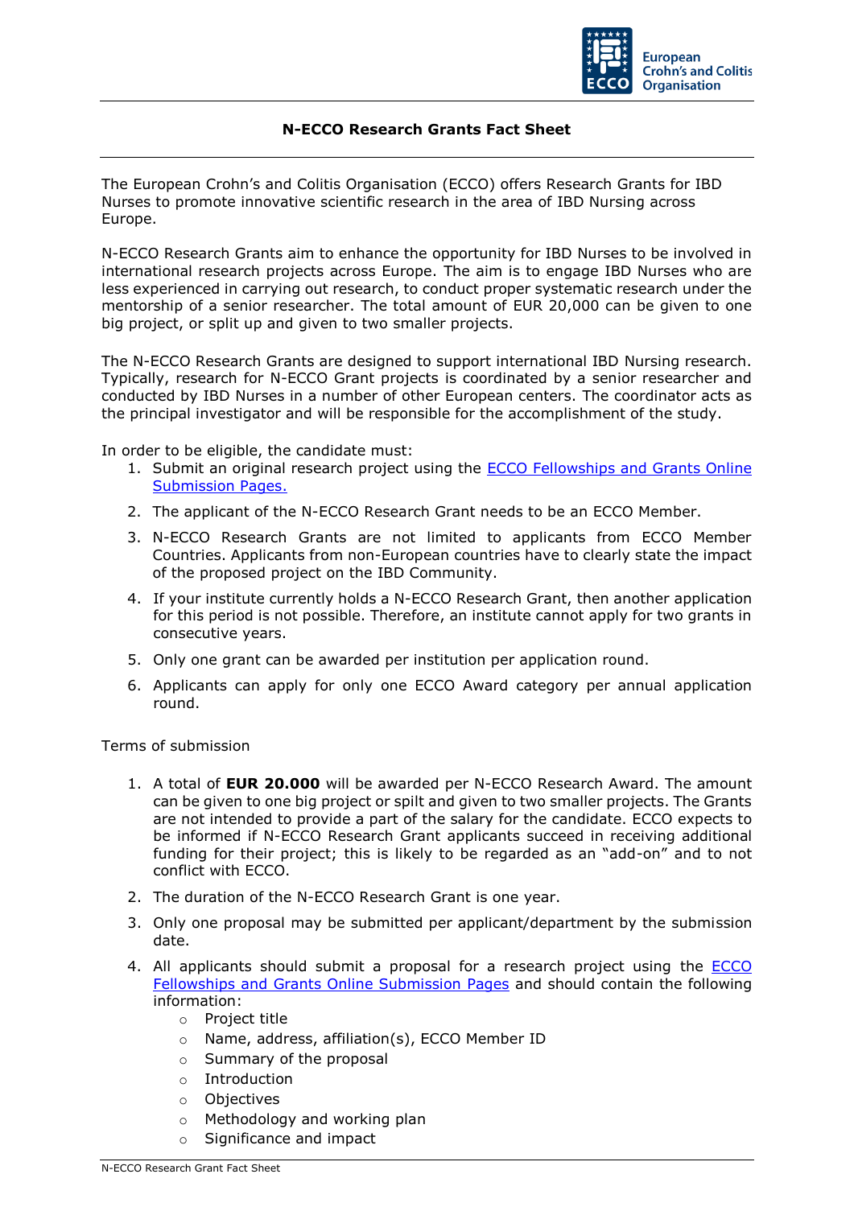# N-ECCO Research Grants Fact Sheet

The European Crohn's and Colitis Organisation (ECCO) offers Research Grants for IBD Nurses to promote innovative scientific research in the area of IBD Nursing across Europe.

N-ECCO Research Grants aim to enhance the opportunity for IBD Nurses to be involved in international research projects across Europe. The aim is to engage IBD Nurses who are less experienced in carrying out research, to conduct proper systematic research under the mentorship of a senior researcher. The total amount of EUR 20,000 can be given to one big project, or split up and given to two smaller projects.

The N-ECCO Research Grants are designed to support international IBD Nursing research. Typically, research for N-ECCO Grant projects is coordinated by a senior researcher and conducted by IBD Nurses in a number of other European centers. The coordinator acts as the principal investigator and will be responsible for the accomplishment of the study.

In order to be eligible, the candidate must:

1. Submit an original research project using the [ECCO Fellowships and Grants Online Submission Pages.]()
2. The applicant of the N-ECCO Research Grant needs to be an ECCO Member.
3. N-ECCO Research Grants are not limited to applicants from ECCO Member Countries. Applicants from non-European countries have to clearly state the impact of the proposed project on the IBD Community.
4. If your institute currently holds a N-ECCO Research Grant, then another application for this period is not possible. Therefore, an institute cannot apply for two grants in consecutive years.
5. Only one grant can be awarded per institution per application round.
6. Applicants can apply for only one ECCO Award category per annual application round.

Terms of submission

1. A total of **EUR 20.000** will be awarded per N-ECCO Research Award. The amount can be given to one big project or spilt and given to two smaller projects. The Grants are not intended to provide a part of the salary for the candidate. ECCO expects to be informed if N-ECCO Research Grant applicants succeed in receiving additional funding for their project; this is likely to be regarded as an "add-on" and to not conflict with ECCO.
2. The duration of the N-ECCO Research Grant is one year.
3. Only one proposal may be submitted per applicant/department by the submission date.
4. All applicants should submit a proposal for a research project using the [ECCO Fellowships and Grants Online Submission Pages]() and should contain the following information:
   - Project title
   - Name, address, affiliation(s), ECCO Member ID
   - Summary of the proposal
   - Introduction
   - Objectives
   - Methodology and working plan
   - Significance and impact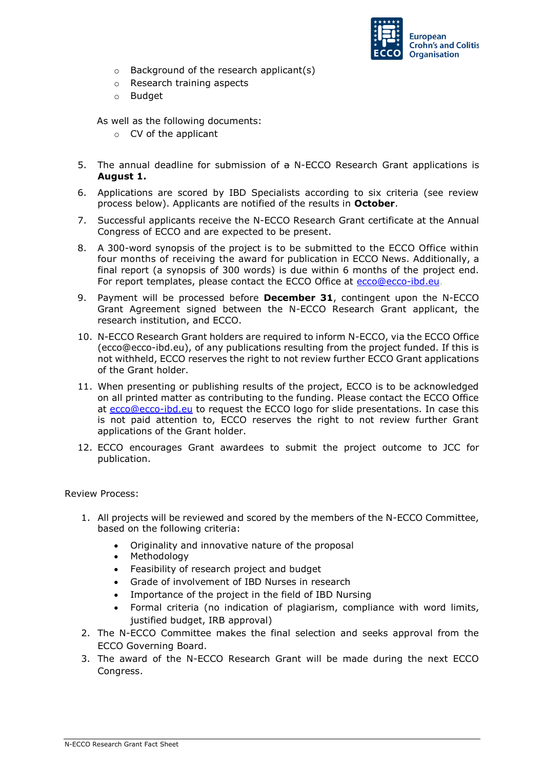- Background of the research applicant(s)
- Research training aspects
- Budget

As well as the following documents:

- CV of the applicant

5. The annual deadline for submission of ~~a~~ N-ECCO Research Grant applications is **August 1.**
6. Applications are scored by IBD Specialists according to six criteria (see review process below). Applicants are notified of the results in **October**.
7. Successful applicants receive the N-ECCO Research Grant certificate at the Annual Congress of ECCO and are expected to be present.
8. A 300-word synopsis of the project is to be submitted to the ECCO Office within four months of receiving the award for publication in ECCO News. Additionally, a final report (a synopsis of 300 words) is due within 6 months of the project end. For report templates, please contact the ECCO Office at ecco@ecco-ibd.eu.
9. Payment will be processed before **December 31**, contingent upon the N-ECCO Grant Agreement signed between the N-ECCO Research Grant applicant, the research institution, and ECCO.
10. N-ECCO Research Grant holders are required to inform N-ECCO, via the ECCO Office (ecco@ecco-ibd.eu), of any publications resulting from the project funded. If this is not withheld, ECCO reserves the right to not review further ECCO Grant applications of the Grant holder.
11. When presenting or publishing results of the project, ECCO is to be acknowledged on all printed matter as contributing to the funding. Please contact the ECCO Office at ecco@ecco-ibd.eu to request the ECCO logo for slide presentations. In case this is not paid attention to, ECCO reserves the right to not review further Grant applications of the Grant holder.
12. ECCO encourages Grant awardees to submit the project outcome to JCC for publication.

Review Process:

1. All projects will be reviewed and scored by the members of the N-ECCO Committee, based on the following criteria:
   - Originality and innovative nature of the proposal
   - Methodology
   - Feasibility of research project and budget
   - Grade of involvement of IBD Nurses in research
   - Importance of the project in the field of IBD Nursing
   - Formal criteria (no indication of plagiarism, compliance with word limits, justified budget, IRB approval)
2. The N-ECCO Committee makes the final selection and seeks approval from the ECCO Governing Board.
3. The award of the N-ECCO Research Grant will be made during the next ECCO Congress.